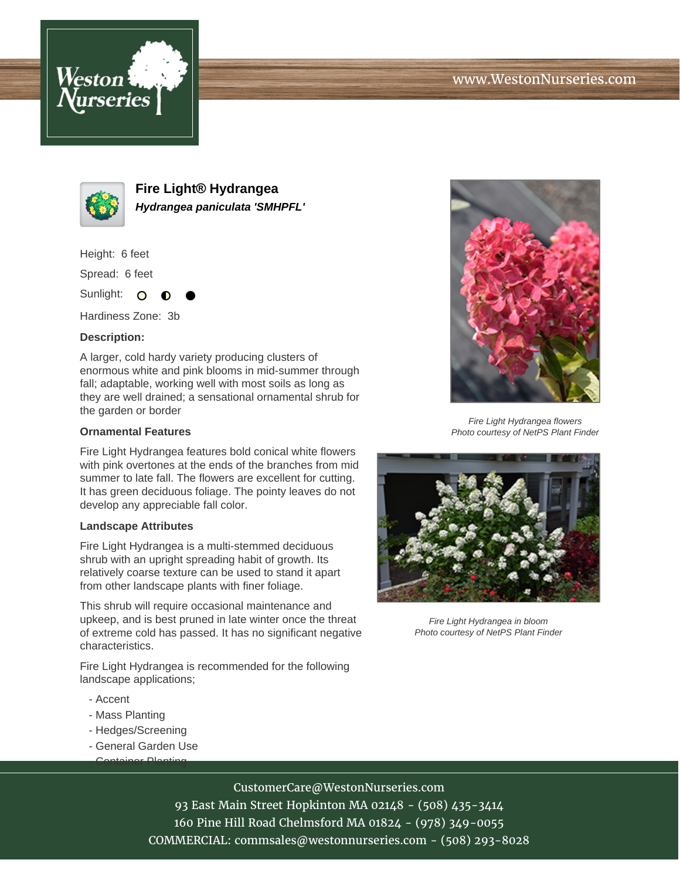# Fire Light® Hydrangea

***Hydrangea paniculata 'SMHPFL'***

Height: 6 feet

Spread: 6 feet

Sunlight: ○ ◐ ●

Hardiness Zone: 3b

**Description:**

A larger, cold hardy variety producing clusters of enormous white and pink blooms in mid-summer through fall; adaptable, working well with most soils as long as they are well drained; a sensational ornamental shrub for the garden or border

**Ornamental Features**

Fire Light Hydrangea features bold conical white flowers with pink overtones at the ends of the branches from mid summer to late fall. The flowers are excellent for cutting. It has green deciduous foliage. The pointy leaves do not develop any appreciable fall color.

**Landscape Attributes**

Fire Light Hydrangea is a multi-stemmed deciduous shrub with an upright spreading habit of growth. Its relatively coarse texture can be used to stand it apart from other landscape plants with finer foliage.

This shrub will require occasional maintenance and upkeep, and is best pruned in late winter once the threat of extreme cold has passed. It has no significant negative characteristics.

Fire Light Hydrangea is recommended for the following landscape applications;

- Accent
- Mass Planting
- Hedges/Screening
- General Garden Use
- Container Planting

*Fire Light Hydrangea flowers*
*Photo courtesy of NetPS Plant Finder*

*Fire Light Hydrangea in bloom*
*Photo courtesy of NetPS Plant Finder*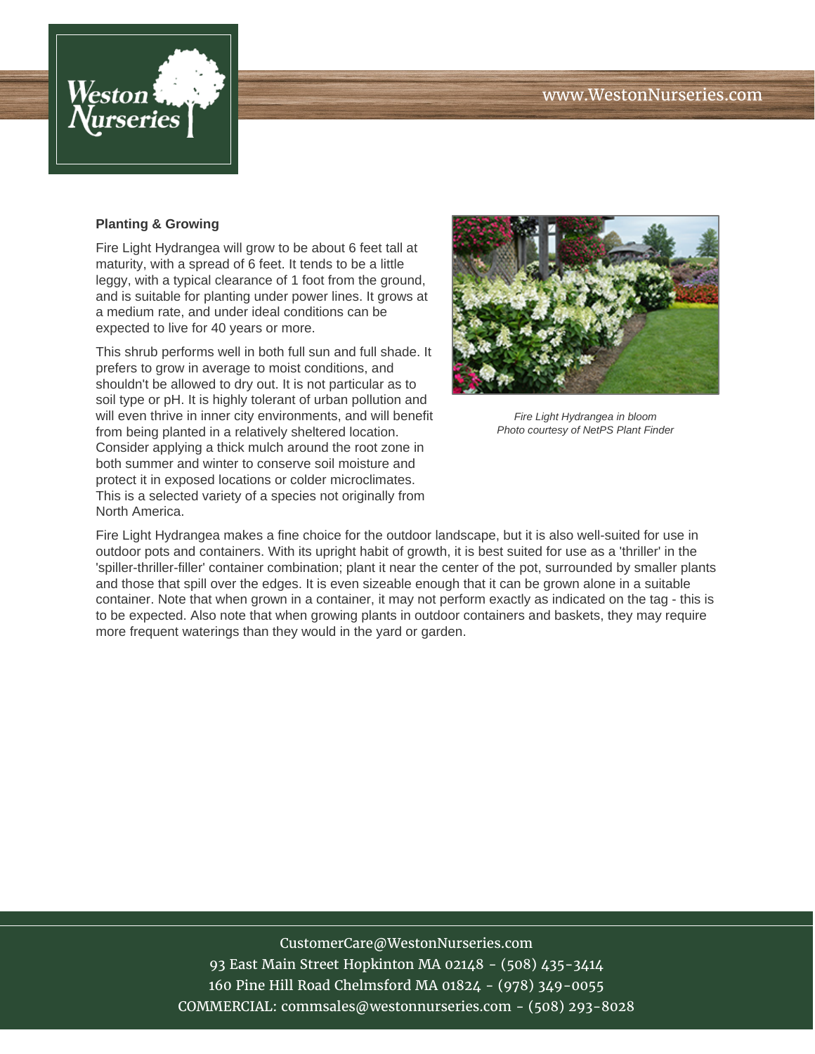### Planting & Growing

Fire Light Hydrangea will grow to be about 6 feet tall at maturity, with a spread of 6 feet. It tends to be a little leggy, with a typical clearance of 1 foot from the ground, and is suitable for planting under power lines. It grows at a medium rate, and under ideal conditions can be expected to live for 40 years or more.

This shrub performs well in both full sun and full shade. It prefers to grow in average to moist conditions, and shouldn't be allowed to dry out. It is not particular as to soil type or pH. It is highly tolerant of urban pollution and will even thrive in inner city environments, and will benefit from being planted in a relatively sheltered location. Consider applying a thick mulch around the root zone in both summer and winter to conserve soil moisture and protect it in exposed locations or colder microclimates. This is a selected variety of a species not originally from North America.

*Fire Light Hydrangea in bloom*
*Photo courtesy of NetPS Plant Finder*

Fire Light Hydrangea makes a fine choice for the outdoor landscape, but it is also well-suited for use in outdoor pots and containers. With its upright habit of growth, it is best suited for use as a 'thriller' in the 'spiller-thriller-filler' container combination; plant it near the center of the pot, surrounded by smaller plants and those that spill over the edges. It is even sizeable enough that it can be grown alone in a suitable container. Note that when grown in a container, it may not perform exactly as indicated on the tag - this is to be expected. Also note that when growing plants in outdoor containers and baskets, they may require more frequent waterings than they would in the yard or garden.

CustomerCare@WestonNurseries.com
93 East Main Street Hopkinton MA 02148 - (508) 435-3414
160 Pine Hill Road Chelmsford MA 01824 - (978) 349-0055
COMMERCIAL: commsales@westonnurseries.com - (508) 293-8028